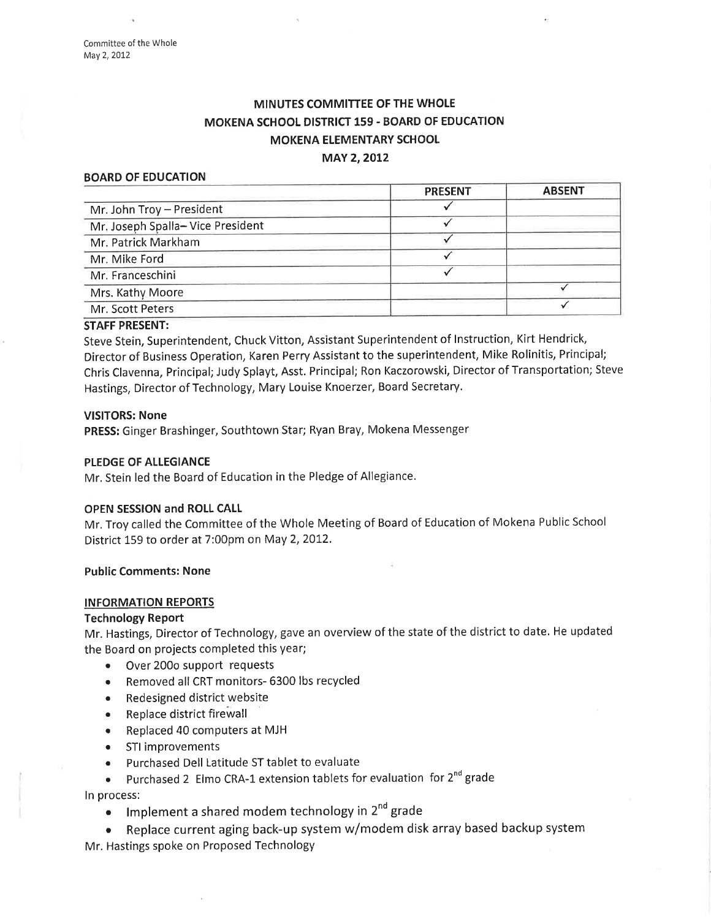# MINUTES COMMITTEE OF THE WHOLE
## MOKENA SCHOOL DISTRICT 159 - BOARD OF EDUCATION
## MOKENA ELEMENTARY SCHOOL
## MAY 2, 2012

### BOARD OF EDUCATION

| | PRESENT | ABSENT |
|---|---|---|
| Mr. John Troy – President | ✓ | |
| Mr. Joseph Spalla– Vice President | ✓ | |
| Mr. Patrick Markham | ✓ | |
| Mr. Mike Ford | ✓ | |
| Mr. Franceschini | ✓ | |
| Mrs. Kathy Moore | | ✓ |
| Mr. Scott Peters | | ✓ |

**STAFF PRESENT:**
Steve Stein, Superintendent, Chuck Vitton, Assistant Superintendent of Instruction, Kirt Hendrick, Director of Business Operation, Karen Perry Assistant to the superintendent, Mike Rolinitis, Principal; Chris Clavenna, Principal; Judy Splayt, Asst. Principal; Ron Kaczorowski, Director of Transportation; Steve Hastings, Director of Technology, Mary Louise Knoerzer, Board Secretary.

**VISITORS: None**
**PRESS:** Ginger Brashinger, Southtown Star; Ryan Bray, Mokena Messenger

**PLEDGE OF ALLEGIANCE**
Mr. Stein led the Board of Education in the Pledge of Allegiance.

**OPEN SESSION and ROLL CALL**
Mr. Troy called the Committee of the Whole Meeting of Board of Education of Mokena Public School District 159 to order at 7:00pm on May 2, 2012.

**Public Comments: None**

**INFORMATION REPORTS**

**Technology Report**
Mr. Hastings, Director of Technology, gave an overview of the state of the district to date. He updated the Board on projects completed this year;

- Over 200o support requests
- Removed all CRT monitors- 6300 lbs recycled
- Redesigned district website
- Replace district firewall
- Replaced 40 computers at MJH
- STI improvements
- Purchased Dell Latitude ST tablet to evaluate
- Purchased 2 Elmo CRA-1 extension tablets for evaluation for 2nd grade

In process:

- Implement a shared modem technology in 2nd grade
- Replace current aging back-up system w/modem disk array based backup system

Mr. Hastings spoke on Proposed Technology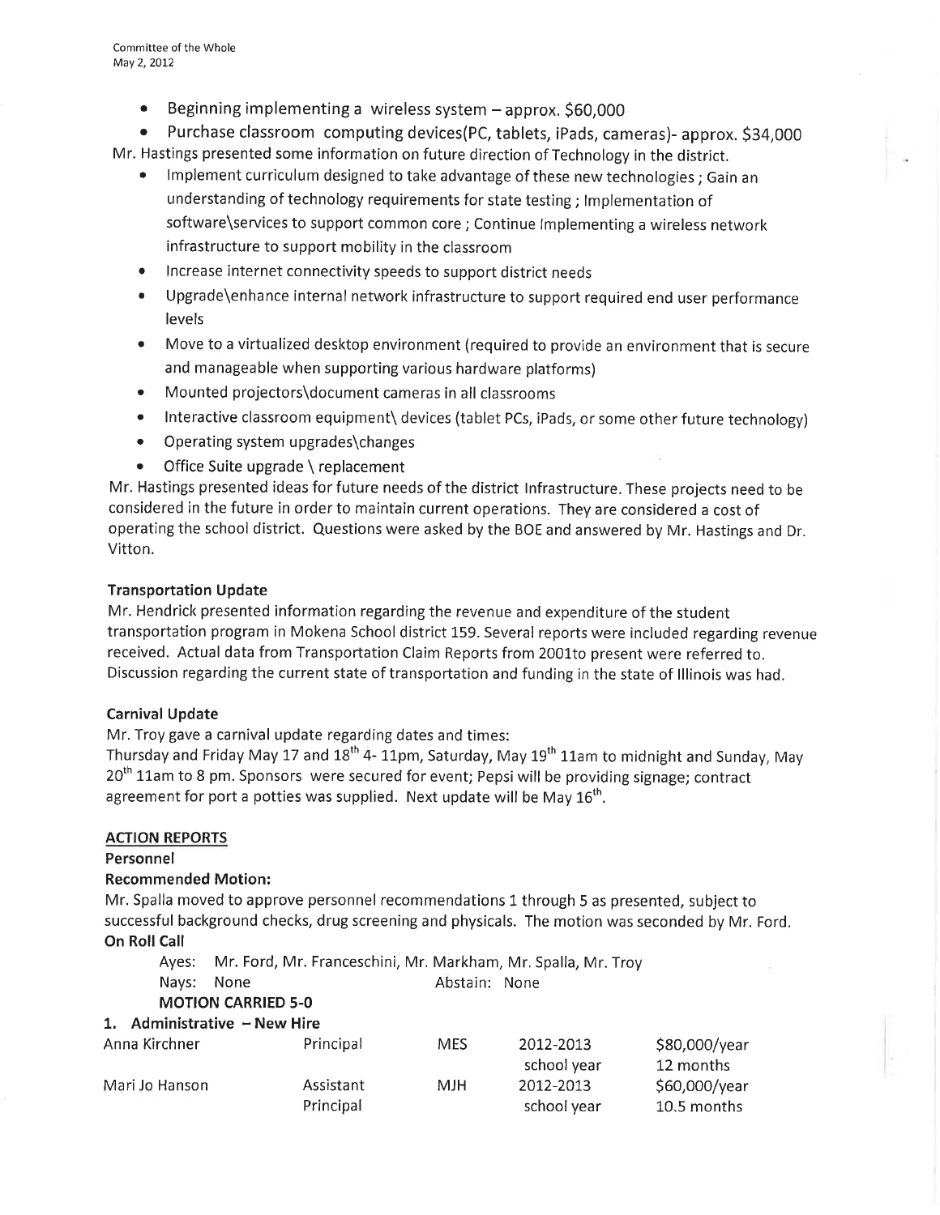- Beginning implementing a wireless system – approx. $60,000
- Purchase classroom computing devices(PC, tablets, iPads, cameras)- approx. $34,000

Mr. Hastings presented some information on future direction of Technology in the district.

- Implement curriculum designed to take advantage of these new technologies ; Gain an understanding of technology requirements for state testing ; Implementation of software\services to support common core ; Continue Implementing a wireless network infrastructure to support mobility in the classroom
- Increase internet connectivity speeds to support district needs
- Upgrade\enhance internal network infrastructure to support required end user performance levels
- Move to a virtualized desktop environment (required to provide an environment that is secure and manageable when supporting various hardware platforms)
- Mounted projectors\document cameras in all classrooms
- Interactive classroom equipment\ devices (tablet PCs, iPads, or some other future technology)
- Operating system upgrades\changes
- Office Suite upgrade \ replacement

Mr. Hastings presented ideas for future needs of the district Infrastructure. These projects need to be considered in the future in order to maintain current operations. They are considered a cost of operating the school district. Questions were asked by the BOE and answered by Mr. Hastings and Dr. Vitton.

**Transportation Update**

Mr. Hendrick presented information regarding the revenue and expenditure of the student transportation program in Mokena School district 159. Several reports were included regarding revenue received. Actual data from Transportation Claim Reports from 2001to present were referred to. Discussion regarding the current state of transportation and funding in the state of Illinois was had.

**Carnival Update**

Mr. Troy gave a carnival update regarding dates and times:
Thursday and Friday May 17 and 18th 4- 11pm, Saturday, May 19th 11am to midnight and Sunday, May 20th 11am to 8 pm. Sponsors were secured for event; Pepsi will be providing signage; contract agreement for port a potties was supplied. Next update will be May 16th.

**ACTION REPORTS**

**Personnel**

**Recommended Motion:**

Mr. Spalla moved to approve personnel recommendations 1 through 5 as presented, subject to successful background checks, drug screening and physicals. The motion was seconded by Mr. Ford.

**On Roll Call**

Ayes: Mr. Ford, Mr. Franceschini, Mr. Markham, Mr. Spalla, Mr. Troy
Nays: None Abstain: None

**MOTION CARRIED 5-0**

**1. Administrative – New Hire**

| | | | | |
|---|---|---|---|---|
| Anna Kirchner | Principal | MES | 2012-2013 school year | $80,000/year 12 months |
| Mari Jo Hanson | Assistant Principal | MJH | 2012-2013 school year | $60,000/year 10.5 months |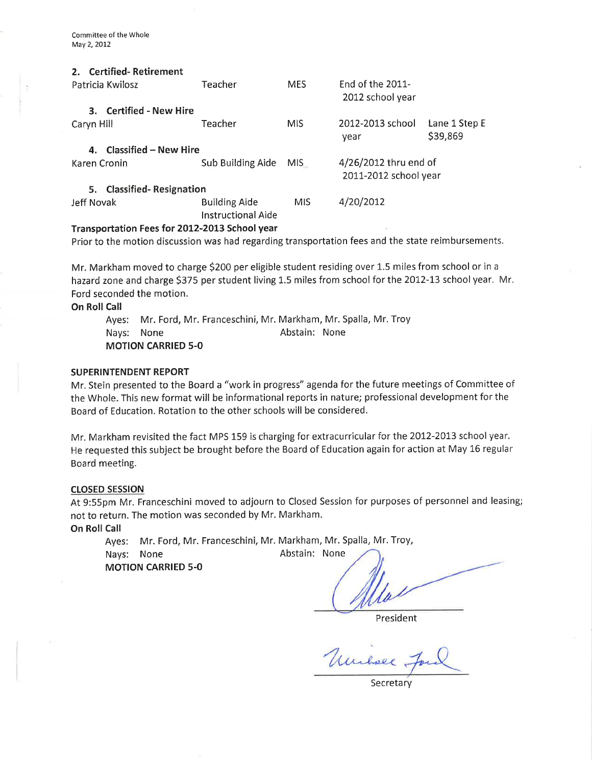**2. Certified- Retirement**

| | | | | |
|---|---|---|---|---|
| Patricia Kwilosz | Teacher | MES | End of the 2011-2012 school year | |

**3. Certified - New Hire**

| | | | | |
|---|---|---|---|---|
| Caryn Hill | Teacher | MIS | 2012-2013 school year | Lane 1 Step E $39,869 |

**4. Classified – New Hire**

| | | | | |
|---|---|---|---|---|
| Karen Cronin | Sub Building Aide | MIS | 4/26/2012 thru end of 2011-2012 school year | |

**5. Classified- Resignation**

| | | | | |
|---|---|---|---|---|
| Jeff Novak | Building Aide Instructional Aide | MIS | 4/20/2012 | |

**Transportation Fees for 2012-2013 School year**

Prior to the motion discussion was had regarding transportation fees and the state reimbursements.

Mr. Markham moved to charge $200 per eligible student residing over 1.5 miles from school or in a hazard zone and charge $375 per student living 1.5 miles from school for the 2012-13 school year. Mr. Ford seconded the motion.

**On Roll Call**

Ayes: Mr. Ford, Mr. Franceschini, Mr. Markham, Mr. Spalla, Mr. Troy
Nays: None　　Abstain: None
**MOTION CARRIED 5-0**

**SUPERINTENDENT REPORT**

Mr. Stein presented to the Board a "work in progress" agenda for the future meetings of Committee of the Whole. This new format will be informational reports in nature; professional development for the Board of Education. Rotation to the other schools will be considered.

Mr. Markham revisited the fact MPS 159 is charging for extracurricular for the 2012-2013 school year. He requested this subject be brought before the Board of Education again for action at May 16 regular Board meeting.

**CLOSED SESSION**

At 9:55pm Mr. Franceschini moved to adjourn to Closed Session for purposes of personnel and leasing; not to return. The motion was seconded by Mr. Markham.

**On Roll Call**

Ayes: Mr. Ford, Mr. Franceschini, Mr. Markham, Mr. Spalla, Mr. Troy,
Nays: None　　Abstain: None
**MOTION CARRIED 5-0**

President

Secretary